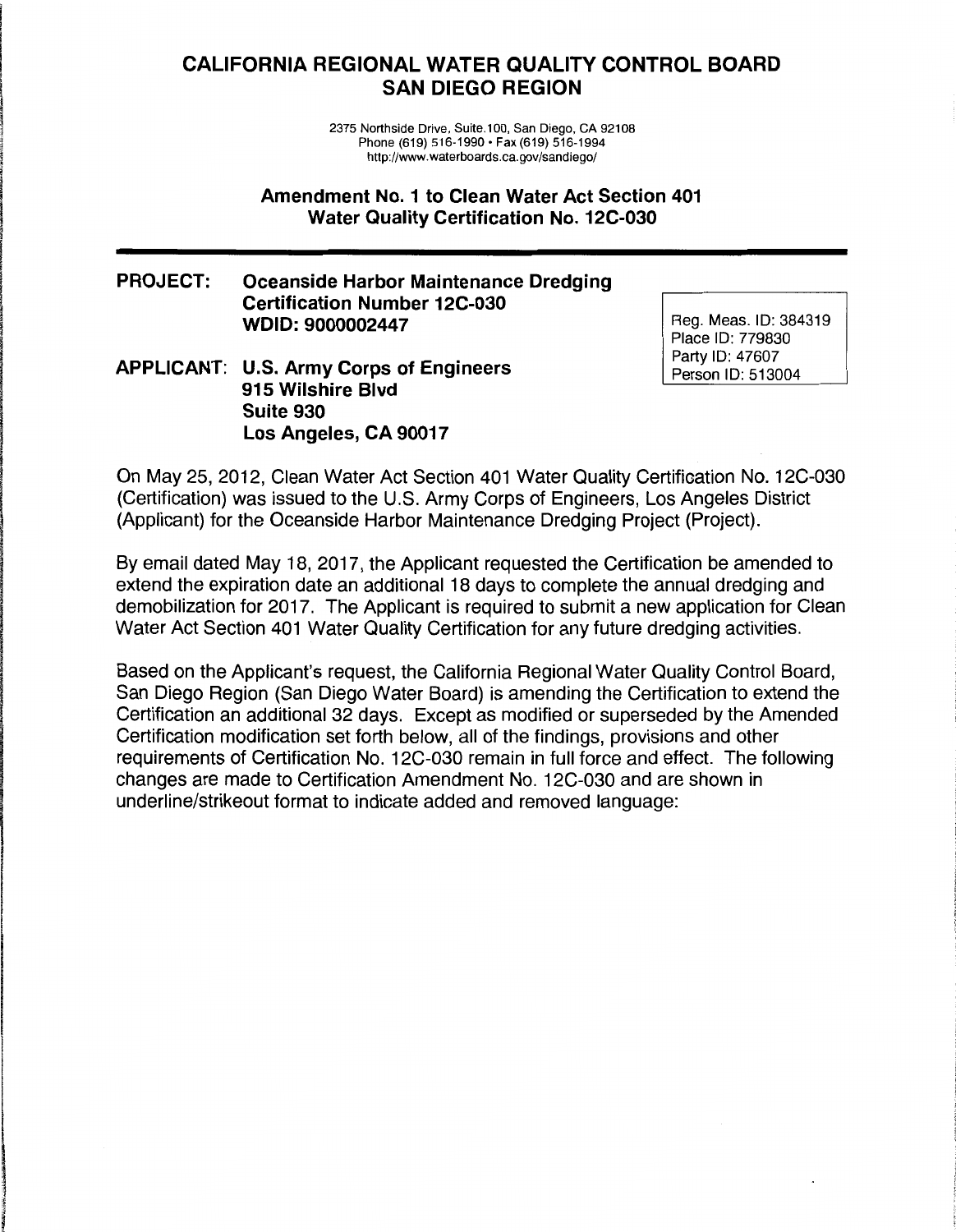# CALIFORNIA REGIONAL WATER QUALITY CONTROL BOARD
# SAN DIEGO REGION

2375 Northside Drive, Suite 100, San Diego, CA 92108
Phone (619) 516-1990 • Fax (619) 516-1994
http://www.waterboards.ca.gov/sandiego/

## Amendment No. 1 to Clean Water Act Section 401 Water Quality Certification No. 12C-030

**PROJECT: Oceanside Harbor Maintenance Dredging**
**Certification Number 12C-030**
**WDID: 9000002447**

Reg. Meas. ID: 384319
Place ID: 779830
Party ID: 47607
Person ID: 513004

**APPLICANT: U.S. Army Corps of Engineers**
**915 Wilshire Blvd**
**Suite 930**
**Los Angeles, CA 90017**

On May 25, 2012, Clean Water Act Section 401 Water Quality Certification No. 12C-030 (Certification) was issued to the U.S. Army Corps of Engineers, Los Angeles District (Applicant) for the Oceanside Harbor Maintenance Dredging Project (Project).

By email dated May 18, 2017, the Applicant requested the Certification be amended to extend the expiration date an additional 18 days to complete the annual dredging and demobilization for 2017. The Applicant is required to submit a new application for Clean Water Act Section 401 Water Quality Certification for any future dredging activities.

Based on the Applicant's request, the California Regional Water Quality Control Board, San Diego Region (San Diego Water Board) is amending the Certification to extend the Certification an additional 32 days. Except as modified or superseded by the Amended Certification modification set forth below, all of the findings, provisions and other requirements of Certification No. 12C-030 remain in full force and effect. The following changes are made to Certification Amendment No. 12C-030 and are shown in underline/strikeout format to indicate added and removed language: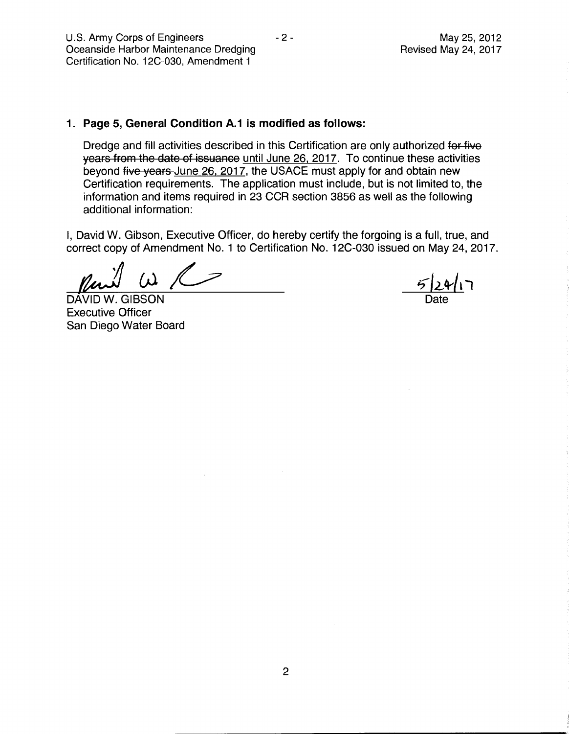**1. Page 5, General Condition A.1 is modified as follows:**

Dredge and fill activities described in this Certification are only authorized ~~for five years from the date of issuance~~ <u>until June 26, 2017</u>. To continue these activities beyond ~~five years~~ <u>June 26, 2017</u>, the USACE must apply for and obtain new Certification requirements. The application must include, but is not limited to, the information and items required in 23 CCR section 3856 as well as the following additional information:

I, David W. Gibson, Executive Officer, do hereby certify the forgoing is a full, true, and correct copy of Amendment No. 1 to Certification No. 12C-030 issued on May 24, 2017.

DAVID W. GIBSON
Executive Officer
San Diego Water Board

5/24/17
Date